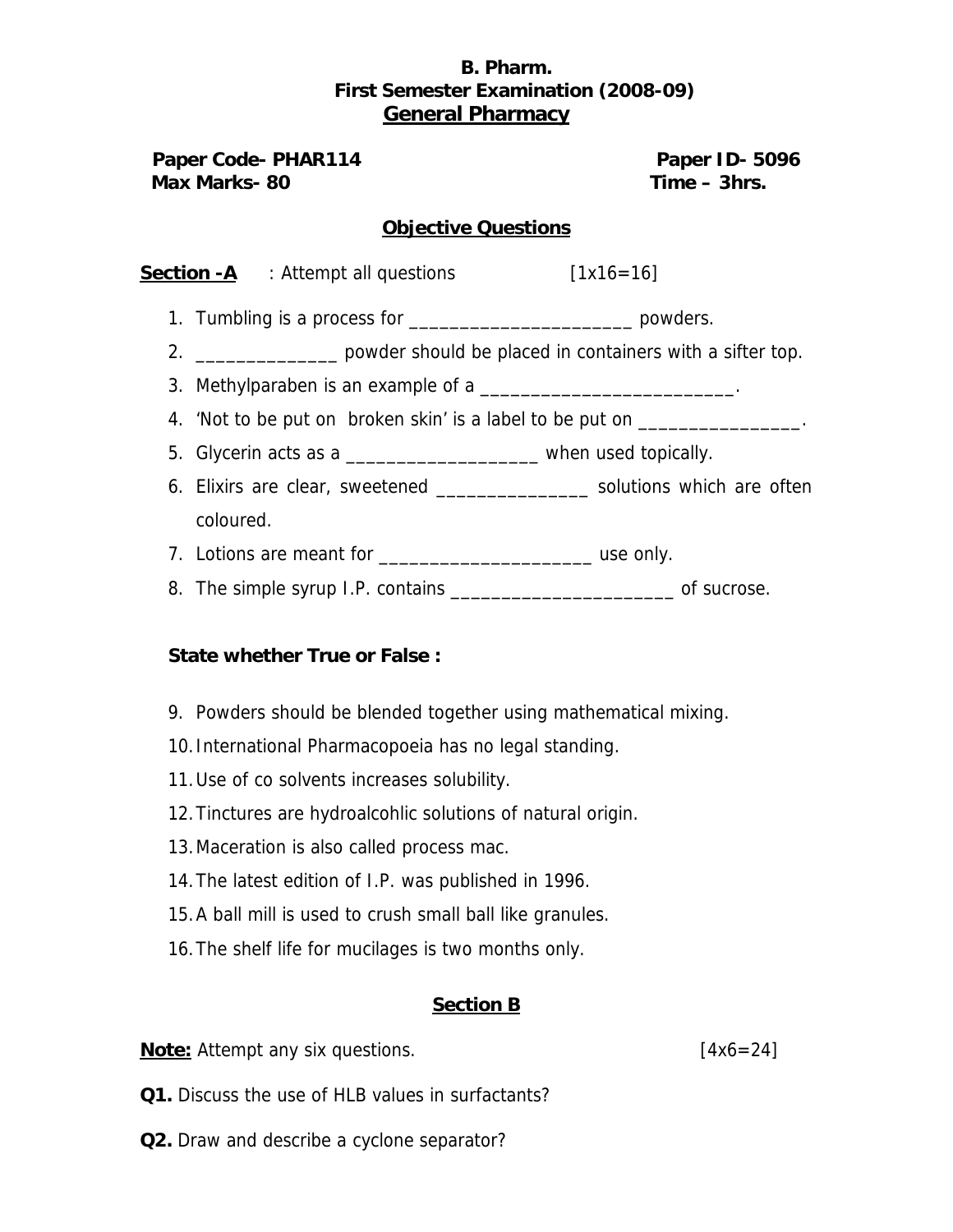**B. Pharm.**
**First Semester Examination (2008-09)**
## General Pharmacy

**Paper Code- PHAR114** **Paper ID- 5096**
**Max Marks- 80** **Time – 3hrs.**

### Objective Questions

**Section -A** : Attempt all questions [1x16=16]

1. Tumbling is a process for _______________________ powders.
2. ______________ powder should be placed in containers with a sifter top.
3. Methylparaben is an example of a __________________________.
4. 'Not to be put on broken skin' is a label to be put on ________________.
5. Glycerin acts as a ___________________ when used topically.
6. Elixirs are clear, sweetened _______________ solutions which are often coloured.
7. Lotions are meant for _____________________ use only.
8. The simple syrup I.P. contains ______________________ of sucrose.

**State whether True or False :**

9. Powders should be blended together using mathematical mixing.
10. International Pharmacopoeia has no legal standing.
11. Use of co solvents increases solubility.
12. Tinctures are hydroalcohlic solutions of natural origin.
13. Maceration is also called process mac.
14. The latest edition of I.P. was published in 1996.
15. A ball mill is used to crush small ball like granules.
16. The shelf life for mucilages is two months only.

### Section B

**Note:** Attempt any six questions. [4x6=24]

**Q1.** Discuss the use of HLB values in surfactants?

**Q2.** Draw and describe a cyclone separator?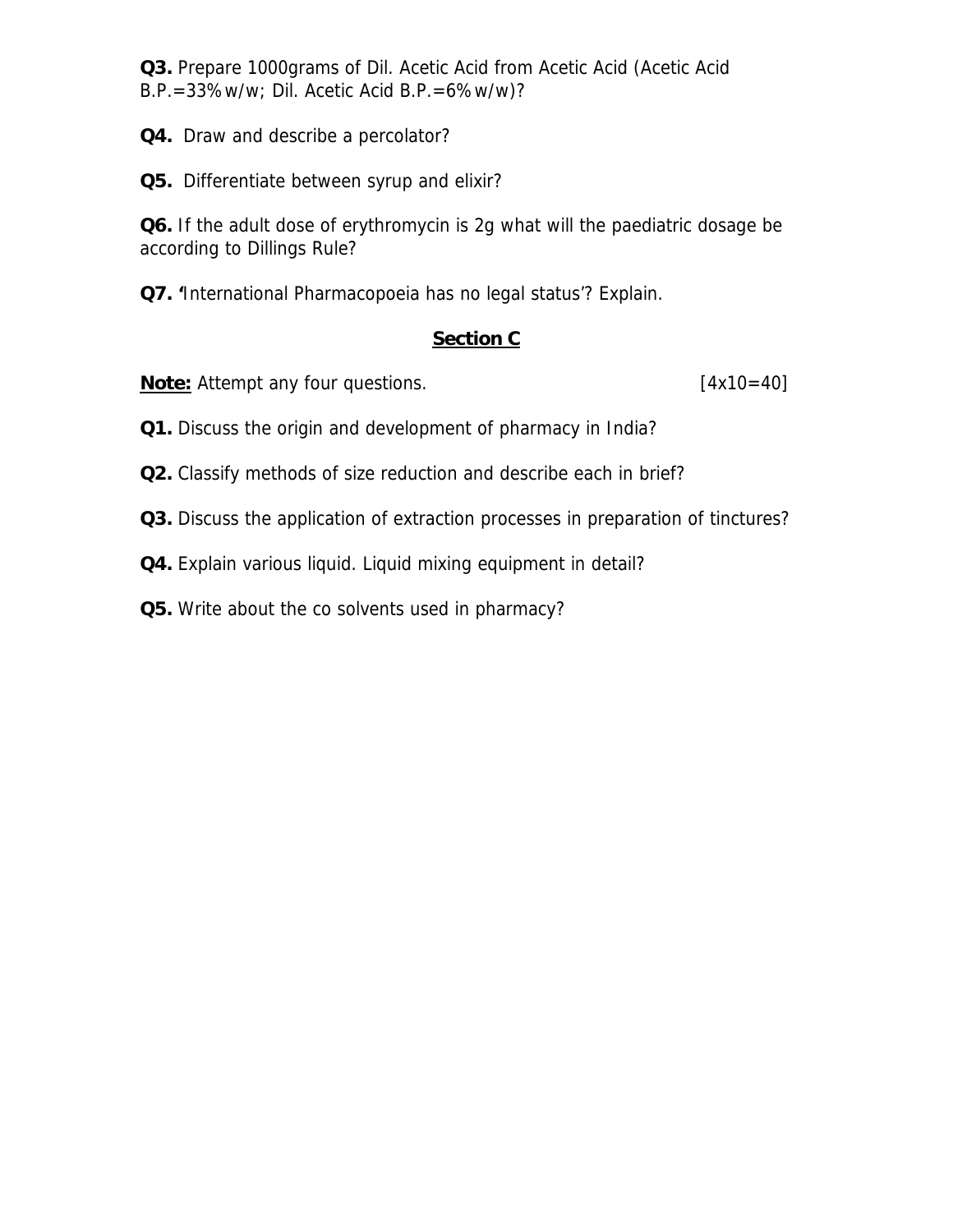**Q3.** Prepare 1000grams of Dil. Acetic Acid from Acetic Acid (Acetic Acid B.P.=33% w/w; Dil. Acetic Acid B.P.=6% w/w)?

**Q4.** Draw and describe a percolator?

**Q5.** Differentiate between syrup and elixir?

**Q6.** If the adult dose of erythromycin is 2g what will the paediatric dosage be according to Dillings Rule?

**Q7.** 'International Pharmacopoeia has no legal status'? Explain.

## Section C

**Note:** Attempt any four questions. [4x10=40]

**Q1.** Discuss the origin and development of pharmacy in India?

**Q2.** Classify methods of size reduction and describe each in brief?

**Q3.** Discuss the application of extraction processes in preparation of tinctures?

**Q4.** Explain various liquid. Liquid mixing equipment in detail?

**Q5.** Write about the co solvents used in pharmacy?